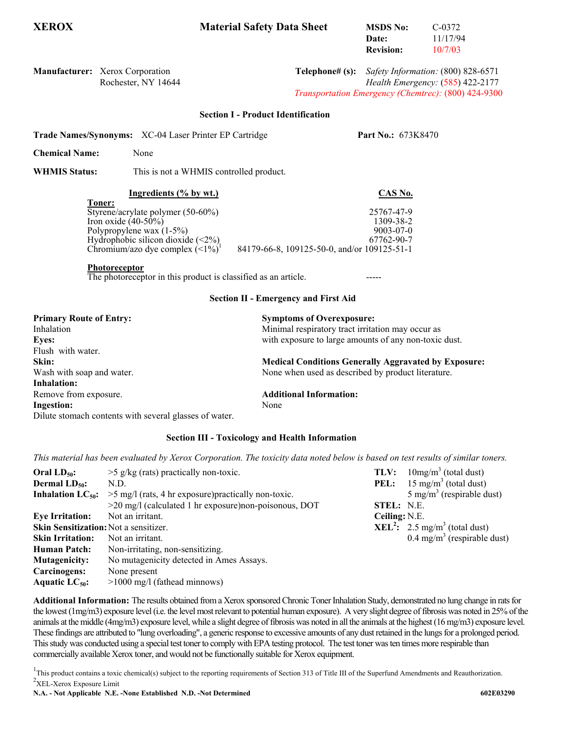**XEROX** **Material Safety Data Sheet**

| | |
|---|---|
| **MSDS No:** | C-0372 |
| **Date:** | 11/17/94 |
| **Revision:** | 10/7/03 |

**Manufacturer:** Xerox Corporation
Rochester, NY 14644

**Telephone# (s):** *Safety Information:* (800) 828-6571
*Health Emergency:* (585) 422-2177
*Transportation Emergency (Chemtrec):* (800) 424-9300

## Section I - Product Identification

**Trade Names/Synonyms:** XC-04 Laser Printer EP Cartridge **Part No.:** 673K8470

**Chemical Name:** None

**WHMIS Status:** This is not a WHMIS controlled product.

| Ingredients (% by wt.) | CAS No. |
|---|---|
| **Toner:** | |
| Styrene/acrylate polymer (50-60%) | 25767-47-9 |
| Iron oxide (40-50%) | 1309-38-2 |
| Polypropylene wax (1-5%) | 9003-07-0 |
| Hydrophobic silicon dioxide (<2%) | 67762-90-7 |
| Chromium/azo dye complex (<1%)[1] | 84179-66-8, 109125-50-0, and/or 109125-51-1 |
| **Photoreceptor** | |
| The photoreceptor in this product is classified as an article. | ----- |

## Section II - Emergency and First Aid

**Primary Route of Entry:**
Inhalation

**Eyes:**
Flush with water.

**Skin:**
Wash with soap and water.

**Inhalation:**
Remove from exposure.

**Ingestion:**
Dilute stomach contents with several glasses of water.

**Symptoms of Overexposure:**
Minimal respiratory tract irritation may occur as with exposure to large amounts of any non-toxic dust.

**Medical Conditions Generally Aggravated by Exposure:**
None when used as described by product literature.

**Additional Information:**
None

## Section III - Toxicology and Health Information

*This material has been evaluated by Xerox Corporation. The toxicity data noted below is based on test results of similar toners.*

| | |
|---|---|
| **Oral $LD_{50}$:** | >5 g/kg (rats) practically non-toxic. |
| **Dermal $LD_{50}$:** | N.D. |
| **Inhalation $LC_{50}$:** | >5 mg/l (rats, 4 hr exposure)practically non-toxic. |
| | >20 mg/l (calculated 1 hr exposure)non-poisonous, DOT |
| **Eye Irritation:** | Not an irritant. |
| **Skin Sensitization:** | Not a sensitizer. |
| **Skin Irritation:** | Not an irritant. |
| **Human Patch:** | Non-irritating, non-sensitizing. |
| **Mutagenicity:** | No mutagenicity detected in Ames Assays. |
| **Carcinogens:** | None present |
| **Aquatic $LC_{50}$:** | >1000 mg/l (fathead minnows) |

| | |
|---|---|
| **TLV:** | 10mg/m$^3$ (total dust) |
| **PEL:** | 15 mg/m$^3$ (total dust) |
| | 5 mg/m$^3$ (respirable dust) |
| **STEL:** | N.E. |
| **Ceiling:** | N.E. |
| **XEL[2]:** | 2.5 mg/m$^3$ (total dust) |
| | 0.4 mg/m$^3$ (respirable dust) |

**Additional Information:** The results obtained from a Xerox sponsored Chronic Toner Inhalation Study, demonstrated no lung change in rats for the lowest (1mg/m3) exposure level (i.e. the level most relevant to potential human exposure). A very slight degree of fibrosis was noted in 25% of the animals at the middle (4mg/m3) exposure level, while a slight degree of fibrosis was noted in all the animals at the highest (16 mg/m3) exposure level. These findings are attributed to "lung overloading", a generic response to excessive amounts of any dust retained in the lungs for a prolonged period. This study was conducted using a special test toner to comply with EPA testing protocol. The test toner was ten times more respirable than commercially available Xerox toner, and would not be functionally suitable for Xerox equipment.

[1]This product contains a toxic chemical(s) subject to the reporting requirements of Section 313 of Title III of the Superfund Amendments and Reauthorization.
[2]XEL-Xerox Exposure Limit

**N.A. - Not Applicable N.E. -None Established N.D. -Not Determined** **602E03290**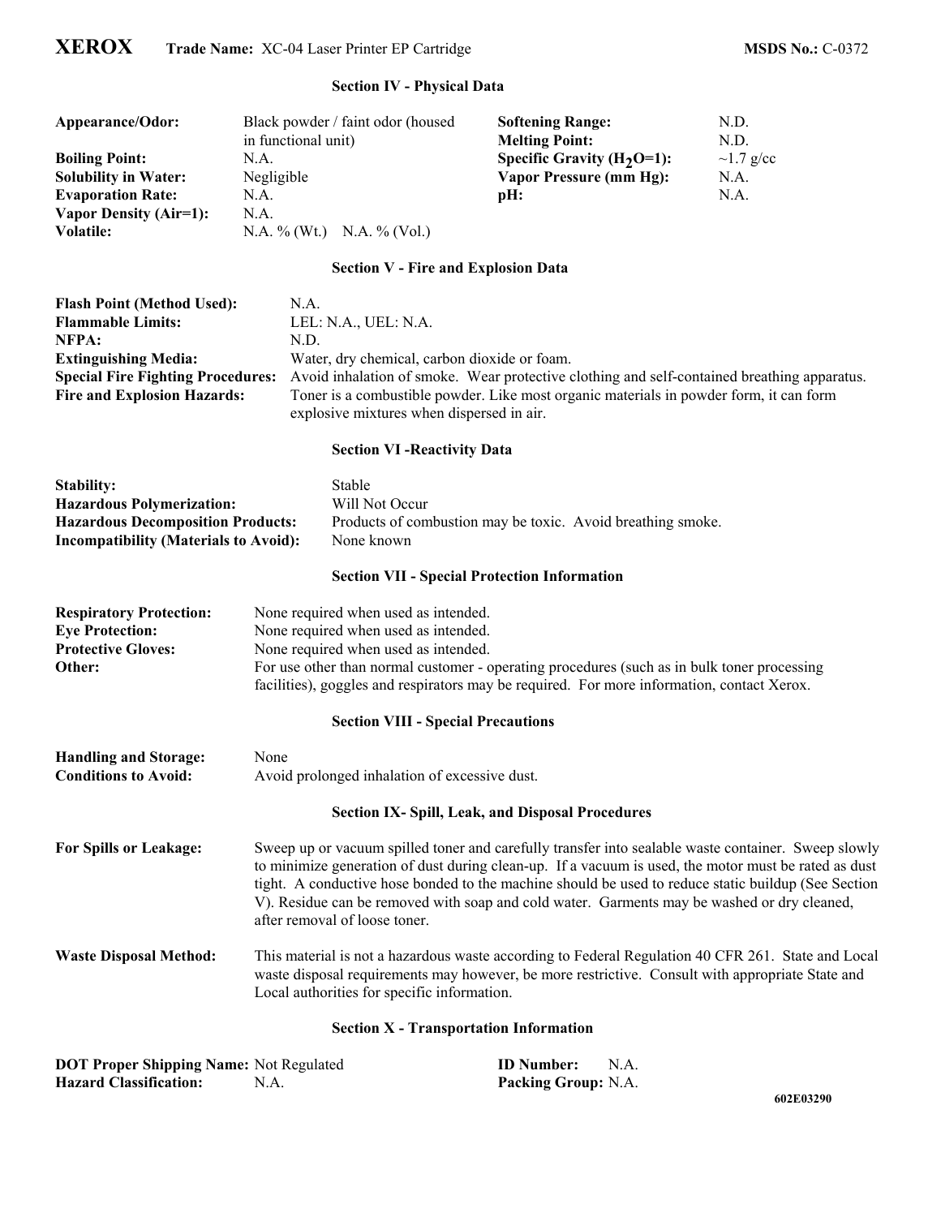## Section IV - Physical Data

| | | | |
|---|---|---|---|
| **Appearance/Odor:** | Black powder / faint odor (housed in functional unit) | **Softening Range:** | N.D. |
| | | **Melting Point:** | N.D. |
| **Boiling Point:** | N.A. | **Specific Gravity ($H_2O$=1):** | ~1.7 g/cc |
| **Solubility in Water:** | Negligible | **Vapor Pressure (mm Hg):** | N.A. |
| **Evaporation Rate:** | N.A. | **pH:** | N.A. |
| **Vapor Density (Air=1):** | N.A. | | |
| **Volatile:** | N.A. % (Wt.) N.A. % (Vol.) | | |

## Section V - Fire and Explosion Data

**Flash Point (Method Used):** N.A.

**Flammable Limits:** LEL: N.A., UEL: N.A.

**NFPA:** N.D.

**Extinguishing Media:** Water, dry chemical, carbon dioxide or foam.

**Special Fire Fighting Procedures:** Avoid inhalation of smoke. Wear protective clothing and self-contained breathing apparatus.

**Fire and Explosion Hazards:** Toner is a combustible powder. Like most organic materials in powder form, it can form explosive mixtures when dispersed in air.

## Section VI -Reactivity Data

**Stability:** Stable

**Hazardous Polymerization:** Will Not Occur

**Hazardous Decomposition Products:** Products of combustion may be toxic. Avoid breathing smoke.

**Incompatibility (Materials to Avoid):** None known

## Section VII - Special Protection Information

**Respiratory Protection:** None required when used as intended.

**Eye Protection:** None required when used as intended.

**Protective Gloves:** None required when used as intended.

**Other:** For use other than normal customer - operating procedures (such as in bulk toner processing facilities), goggles and respirators may be required. For more information, contact Xerox.

## Section VIII - Special Precautions

**Handling and Storage:** None

**Conditions to Avoid:** Avoid prolonged inhalation of excessive dust.

## Section IX- Spill, Leak, and Disposal Procedures

**For Spills or Leakage:** Sweep up or vacuum spilled toner and carefully transfer into sealable waste container. Sweep slowly to minimize generation of dust during clean-up. If a vacuum is used, the motor must be rated as dust tight. A conductive hose bonded to the machine should be used to reduce static buildup (See Section V). Residue can be removed with soap and cold water. Garments may be washed or dry cleaned, after removal of loose toner.

**Waste Disposal Method:** This material is not a hazardous waste according to Federal Regulation 40 CFR 261. State and Local waste disposal requirements may however, be more restrictive. Consult with appropriate State and Local authorities for specific information.

## Section X - Transportation Information

| | | | |
|---|---|---|---|
| **DOT Proper Shipping Name:** | Not Regulated | **ID Number:** | N.A. |
| **Hazard Classification:** | N.A. | **Packing Group:** | N.A. |

602E03290